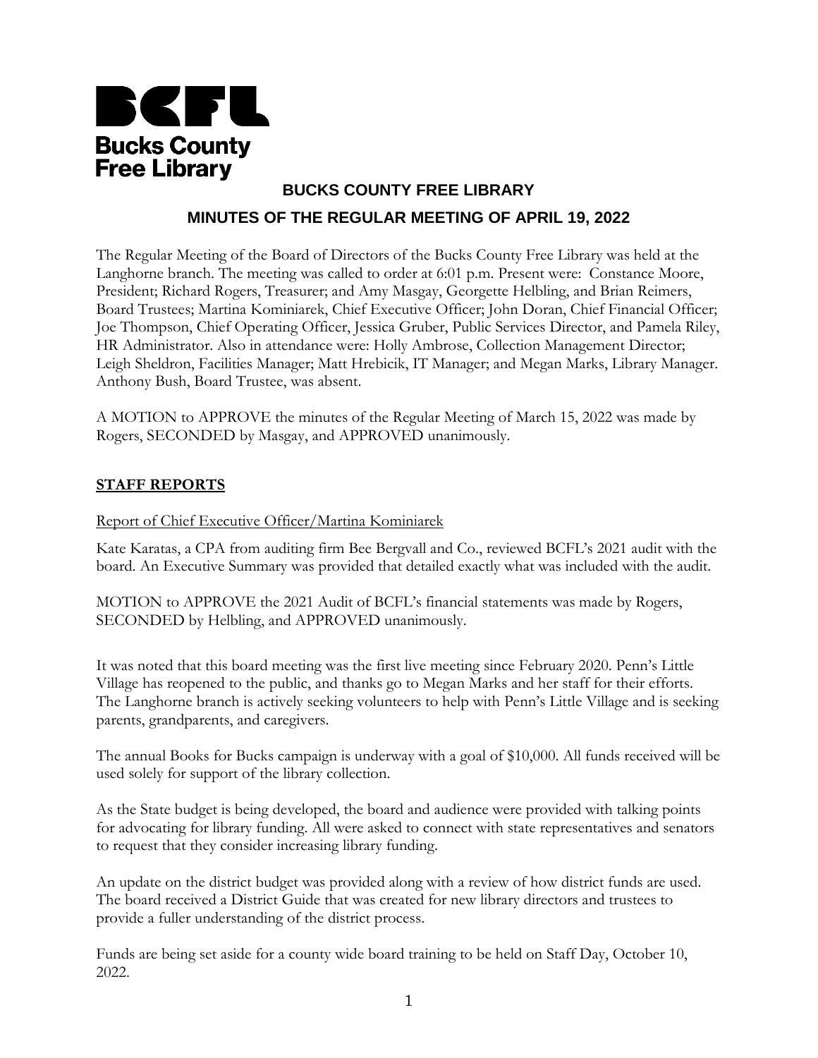**Bucks County Free Library**

## BUCKS COUNTY FREE LIBRARY

## MINUTES OF THE REGULAR MEETING OF APRIL 19, 2022

The Regular Meeting of the Board of Directors of the Bucks County Free Library was held at the Langhorne branch. The meeting was called to order at 6:01 p.m. Present were: Constance Moore, President; Richard Rogers, Treasurer; and Amy Masgay, Georgette Helbling, and Brian Reimers, Board Trustees; Martina Kominiarek, Chief Executive Officer; John Doran, Chief Financial Officer; Joe Thompson, Chief Operating Officer, Jessica Gruber, Public Services Director, and Pamela Riley, HR Administrator. Also in attendance were: Holly Ambrose, Collection Management Director; Leigh Sheldron, Facilities Manager; Matt Hrebicik, IT Manager; and Megan Marks, Library Manager. Anthony Bush, Board Trustee, was absent.

A MOTION to APPROVE the minutes of the Regular Meeting of March 15, 2022 was made by Rogers, SECONDED by Masgay, and APPROVED unanimously.

### **STAFF REPORTS**

Report of Chief Executive Officer/Martina Kominiarek

Kate Karatas, a CPA from auditing firm Bee Bergvall and Co., reviewed BCFL's 2021 audit with the board. An Executive Summary was provided that detailed exactly what was included with the audit.

MOTION to APPROVE the 2021 Audit of BCFL's financial statements was made by Rogers, SECONDED by Helbling, and APPROVED unanimously.

It was noted that this board meeting was the first live meeting since February 2020. Penn's Little Village has reopened to the public, and thanks go to Megan Marks and her staff for their efforts. The Langhorne branch is actively seeking volunteers to help with Penn's Little Village and is seeking parents, grandparents, and caregivers.

The annual Books for Bucks campaign is underway with a goal of $10,000. All funds received will be used solely for support of the library collection.

As the State budget is being developed, the board and audience were provided with talking points for advocating for library funding. All were asked to connect with state representatives and senators to request that they consider increasing library funding.

An update on the district budget was provided along with a review of how district funds are used. The board received a District Guide that was created for new library directors and trustees to provide a fuller understanding of the district process.

Funds are being set aside for a county wide board training to be held on Staff Day, October 10, 2022.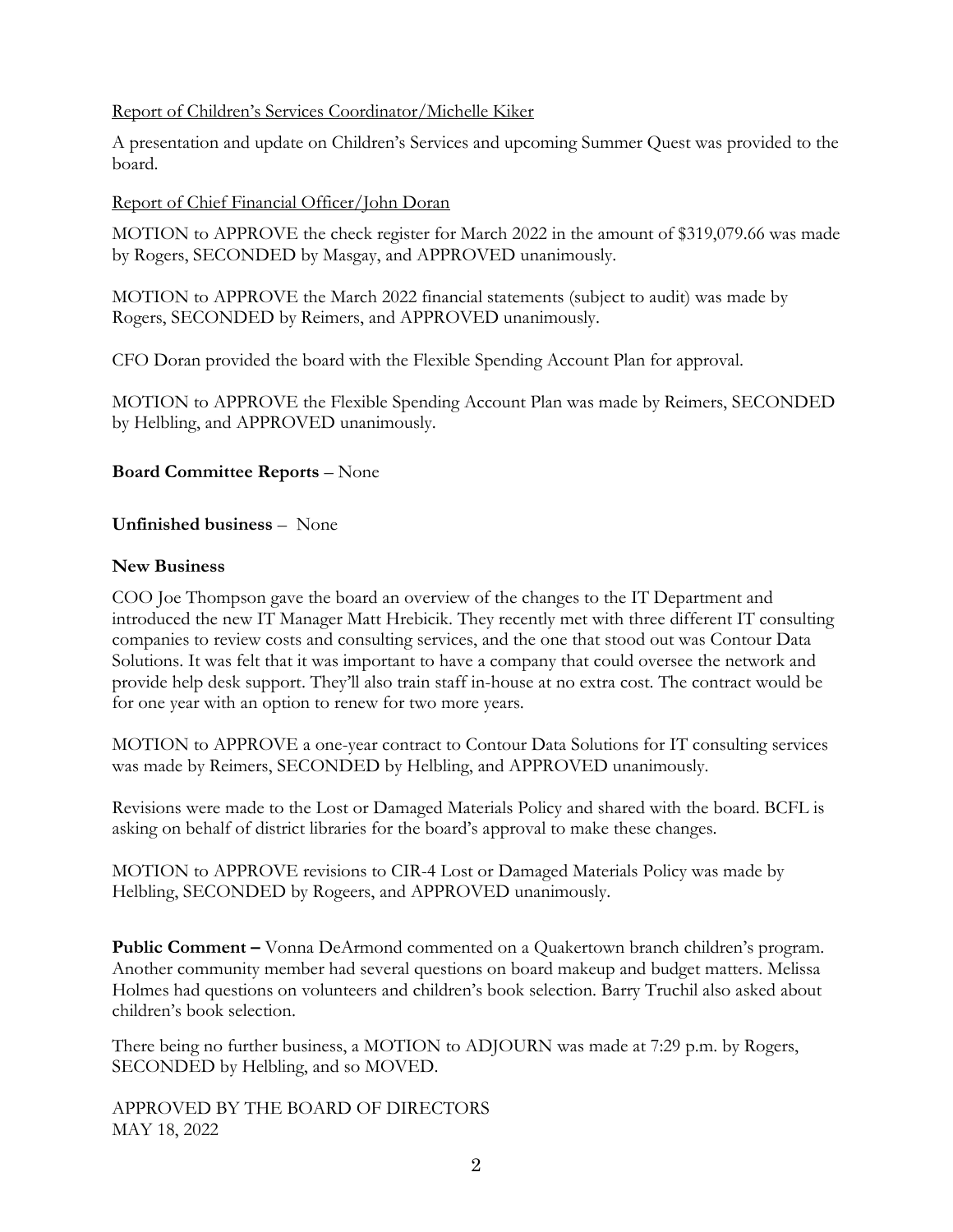Report of Children's Services Coordinator/Michelle Kiker

A presentation and update on Children's Services and upcoming Summer Quest was provided to the board.

Report of Chief Financial Officer/John Doran

MOTION to APPROVE the check register for March 2022 in the amount of $319,079.66 was made by Rogers, SECONDED by Masgay, and APPROVED unanimously.

MOTION to APPROVE the March 2022 financial statements (subject to audit) was made by Rogers, SECONDED by Reimers, and APPROVED unanimously.

CFO Doran provided the board with the Flexible Spending Account Plan for approval.

MOTION to APPROVE the Flexible Spending Account Plan was made by Reimers, SECONDED by Helbling, and APPROVED unanimously.

**Board Committee Reports** – None

**Unfinished business** – None

**New Business**

COO Joe Thompson gave the board an overview of the changes to the IT Department and introduced the new IT Manager Matt Hrebicik. They recently met with three different IT consulting companies to review costs and consulting services, and the one that stood out was Contour Data Solutions. It was felt that it was important to have a company that could oversee the network and provide help desk support. They'll also train staff in-house at no extra cost. The contract would be for one year with an option to renew for two more years.

MOTION to APPROVE a one-year contract to Contour Data Solutions for IT consulting services was made by Reimers, SECONDED by Helbling, and APPROVED unanimously.

Revisions were made to the Lost or Damaged Materials Policy and shared with the board. BCFL is asking on behalf of district libraries for the board's approval to make these changes.

MOTION to APPROVE revisions to CIR-4 Lost or Damaged Materials Policy was made by Helbling, SECONDED by Rogeers, and APPROVED unanimously.

**Public Comment –** Vonna DeArmond commented on a Quakertown branch children's program. Another community member had several questions on board makeup and budget matters. Melissa Holmes had questions on volunteers and children's book selection. Barry Truchil also asked about children's book selection.

There being no further business, a MOTION to ADJOURN was made at 7:29 p.m. by Rogers, SECONDED by Helbling, and so MOVED.

APPROVED BY THE BOARD OF DIRECTORS
MAY 18, 2022